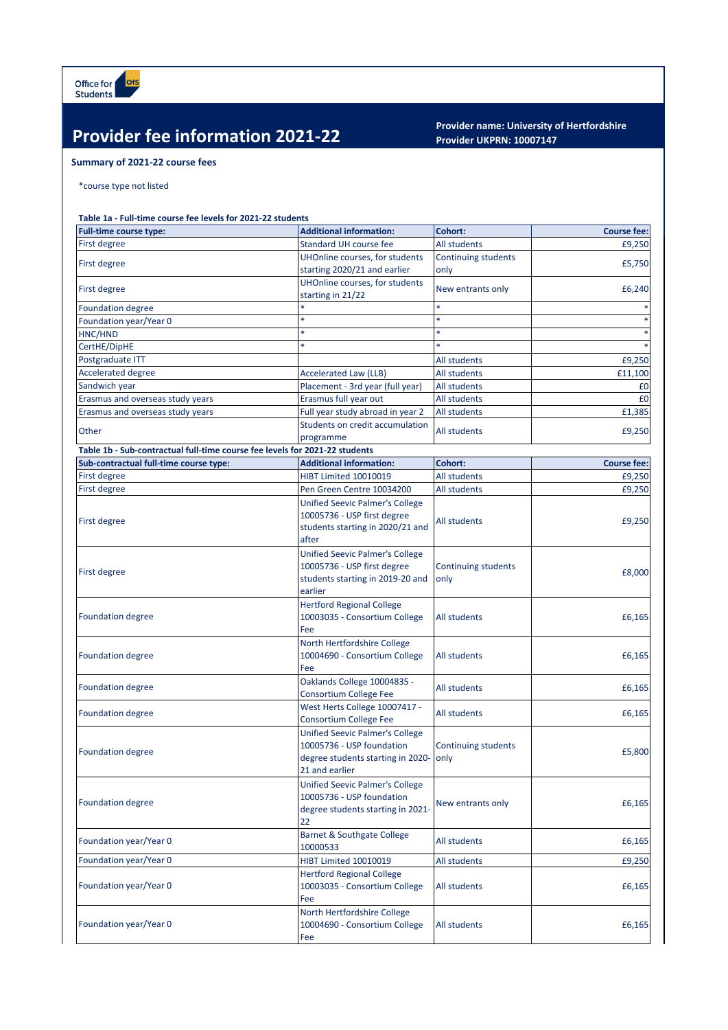Office for Students

# Provider fee information 2021-22

**Provider name: University of Hertfordshire**
**Provider UKPRN: 10007147**

### Summary of 2021-22 course fees

*course type not listed

**Table 1a - Full-time course fee levels for 2021-22 students**

| Full-time course type: | Additional information: | Cohort: | Course fee: |
|---|---|---|---|
| First degree | Standard UH course fee | All students | £9,250 |
| First degree | UHOnline courses, for students starting 2020/21 and earlier | Continuing students only | £5,750 |
| First degree | UHOnline courses, for students starting in 21/22 | New entrants only | £6,240 |
| Foundation degree | * | * | * |
| Foundation year/Year 0 | * | * | * |
| HNC/HND | * | * | * |
| CertHE/DipHE | * | * | * |
| Postgraduate ITT | | All students | £9,250 |
| Accelerated degree | Accelerated Law (LLB) | All students | £11,100 |
| Sandwich year | Placement - 3rd year (full year) | All students | £0 |
| Erasmus and overseas study years | Erasmus full year out | All students | £0 |
| Erasmus and overseas study years | Full year study abroad in year 2 | All students | £1,385 |
| Other | Students on credit accumulation programme | All students | £9,250 |

**Table 1b - Sub-contractual full-time course fee levels for 2021-22 students**

| Sub-contractual full-time course type: | Additional information: | Cohort: | Course fee: |
|---|---|---|---|
| First degree | HIBT Limited 10010019 | All students | £9,250 |
| First degree | Pen Green Centre 10034200 | All students | £9,250 |
| First degree | Unified Seevic Palmer's College 10005736 - USP first degree students starting in 2020/21 and after | All students | £9,250 |
| First degree | Unified Seevic Palmer's College 10005736 - USP first degree students starting in 2019-20 and earlier | Continuing students only | £8,000 |
| Foundation degree | Hertford Regional College 10003035 - Consortium College Fee | All students | £6,165 |
| Foundation degree | North Hertfordshire College 10004690 - Consortium College Fee | All students | £6,165 |
| Foundation degree | Oaklands College 10004835 - Consortium College Fee | All students | £6,165 |
| Foundation degree | West Herts College 10007417 - Consortium College Fee | All students | £6,165 |
| Foundation degree | Unified Seevic Palmer's College 10005736 - USP foundation degree students starting in 2020-21 and earlier | Continuing students only | £5,800 |
| Foundation degree | Unified Seevic Palmer's College 10005736 - USP foundation degree students starting in 2021-22 | New entrants only | £6,165 |
| Foundation year/Year 0 | Barnet & Southgate College 10000533 | All students | £6,165 |
| Foundation year/Year 0 | HIBT Limited 10010019 | All students | £9,250 |
| Foundation year/Year 0 | Hertford Regional College 10003035 - Consortium College Fee | All students | £6,165 |
| Foundation year/Year 0 | North Hertfordshire College 10004690 - Consortium College Fee | All students | £6,165 |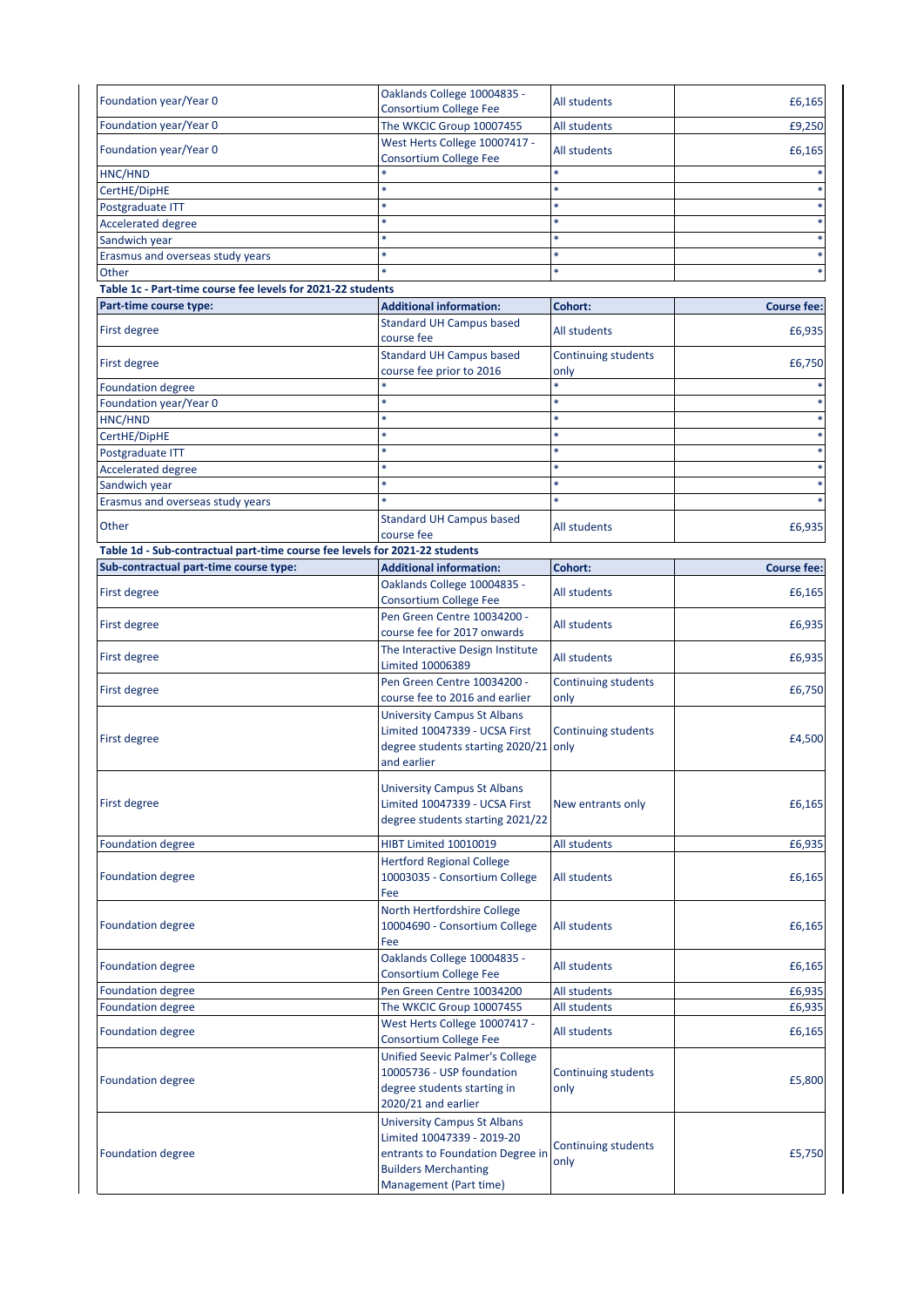| | | | |
|---|---|---|---|
| Foundation year/Year 0 | Oaklands College 10004835 - Consortium College Fee | All students | £6,165 |
| Foundation year/Year 0 | The WKCIC Group 10007455 | All students | £9,250 |
| Foundation year/Year 0 | West Herts College 10007417 - Consortium College Fee | All students | £6,165 |
| HNC/HND | * | * | * |
| CertHE/DipHE | * | * | * |
| Postgraduate ITT | * | * | * |
| Accelerated degree | * | * | * |
| Sandwich year | * | * | * |
| Erasmus and overseas study years | * | * | * |
| Other | * | * | * |

**Table 1c - Part-time course fee levels for 2021-22 students**

| Part-time course type: | Additional information: | Cohort: | Course fee: |
|---|---|---|---|
| First degree | Standard UH Campus based course fee | All students | £6,935 |
| First degree | Standard UH Campus based course fee prior to 2016 | Continuing students only | £6,750 |
| Foundation degree | * | * | * |
| Foundation year/Year 0 | * | * | * |
| HNC/HND | * | * | * |
| CertHE/DipHE | * | * | * |
| Postgraduate ITT | * | * | * |
| Accelerated degree | * | * | * |
| Sandwich year | * | * | * |
| Erasmus and overseas study years | * | * | * |
| Other | Standard UH Campus based course fee | All students | £6,935 |

**Table 1d - Sub-contractual part-time course fee levels for 2021-22 students**

| Sub-contractual part-time course type: | Additional information: | Cohort: | Course fee: |
|---|---|---|---|
| First degree | Oaklands College 10004835 - Consortium College Fee | All students | £6,165 |
| First degree | Pen Green Centre 10034200 - course fee for 2017 onwards | All students | £6,935 |
| First degree | The Interactive Design Institute Limited 10006389 | All students | £6,935 |
| First degree | Pen Green Centre 10034200 - course fee to 2016 and earlier | Continuing students only | £6,750 |
| First degree | University Campus St Albans Limited 10047339 - UCSA First degree students starting 2020/21 and earlier | Continuing students only | £4,500 |
| First degree | University Campus St Albans Limited 10047339 - UCSA First degree students starting 2021/22 | New entrants only | £6,165 |
| Foundation degree | HIBT Limited 10010019 | All students | £6,935 |
| Foundation degree | Hertford Regional College 10003035 - Consortium College Fee | All students | £6,165 |
| Foundation degree | North Hertfordshire College 10004690 - Consortium College Fee | All students | £6,165 |
| Foundation degree | Oaklands College 10004835 - Consortium College Fee | All students | £6,165 |
| Foundation degree | Pen Green Centre 10034200 | All students | £6,935 |
| Foundation degree | The WKCIC Group 10007455 | All students | £6,935 |
| Foundation degree | West Herts College 10007417 - Consortium College Fee | All students | £6,165 |
| Foundation degree | Unified Seevic Palmer's College 10005736 - USP foundation degree students starting in 2020/21 and earlier | Continuing students only | £5,800 |
| Foundation degree | University Campus St Albans Limited 10047339 - 2019-20 entrants to Foundation Degree in Builders Merchanting Management (Part time) | Continuing students only | £5,750 |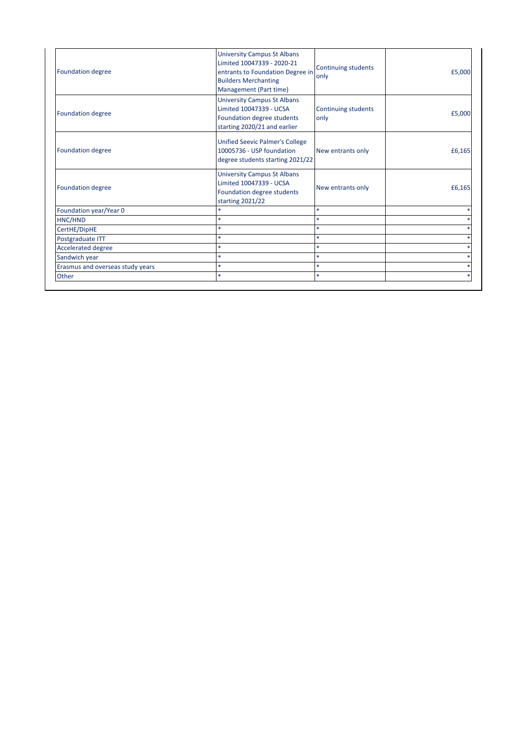| | | | |
|---|---|---|---|
| Foundation degree | University Campus St Albans Limited 10047339 - 2020-21 entrants to Foundation Degree in Builders Merchanting Management (Part time) | Continuing students only | £5,000 |
| Foundation degree | University Campus St Albans Limited 10047339 - UCSA Foundation degree students starting 2020/21 and earlier | Continuing students only | £5,000 |
| Foundation degree | Unified Seevic Palmer's College 10005736 - USP foundation degree students starting 2021/22 | New entrants only | £6,165 |
| Foundation degree | University Campus St Albans Limited 10047339 - UCSA Foundation degree students starting 2021/22 | New entrants only | £6,165 |
| Foundation year/Year 0 | * | * | * |
| HNC/HND | * | * | * |
| CertHE/DipHE | * | * | * |
| Postgraduate ITT | * | * | * |
| Accelerated degree | * | * | * |
| Sandwich year | * | * | * |
| Erasmus and overseas study years | * | * | * |
| Other | * | * | * |